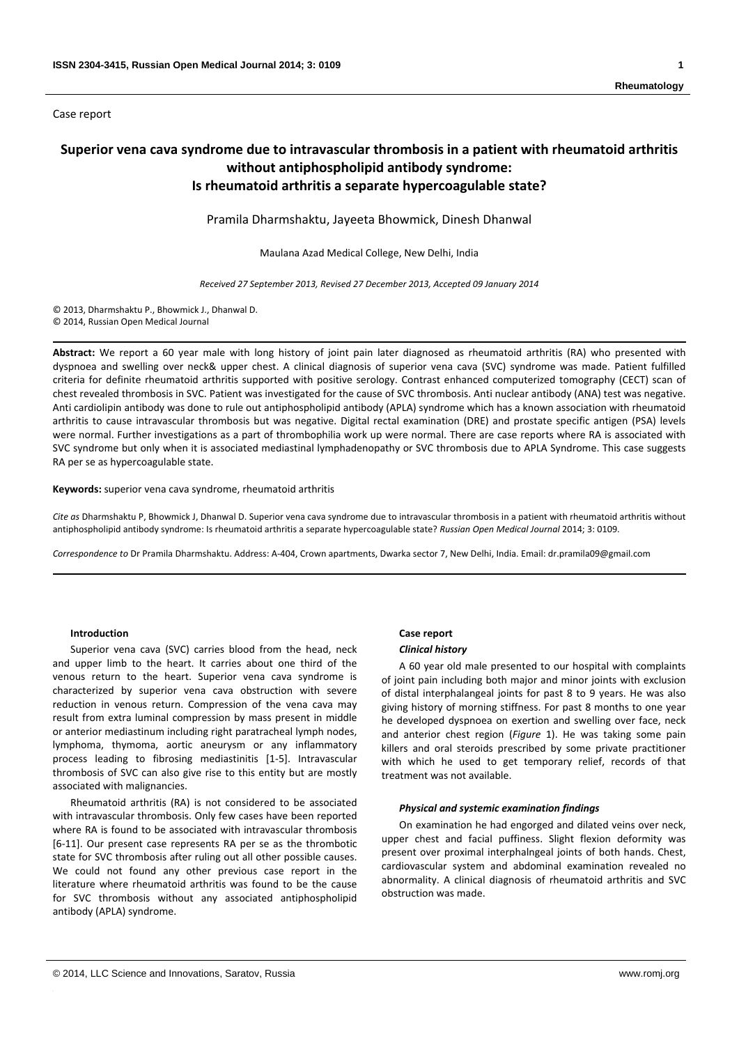Case report

# Superior vena cava syndrome due to intravascular thrombosis in a patient with rheumatoid arthritis without antiphospholipid antibody syndrome: Is rheumatoid arthritis a separate hypercoagulable state?

Pramila Dharmshaktu, Jayeeta Bhowmick, Dinesh Dhanwal

Maulana Azad Medical College, New Delhi, India

*Received 27 September 2013, Revised 27 December 2013, Accepted 09 January 2014*

© 2013, Dharmshaktu P., Bhowmick J., Dhanwal D.
© 2014, Russian Open Medical Journal

**Abstract:** We report a 60 year male with long history of joint pain later diagnosed as rheumatoid arthritis (RA) who presented with dyspnoea and swelling over neck& upper chest. A clinical diagnosis of superior vena cava (SVC) syndrome was made. Patient fulfilled criteria for definite rheumatoid arthritis supported with positive serology. Contrast enhanced computerized tomography (CECT) scan of chest revealed thrombosis in SVC. Patient was investigated for the cause of SVC thrombosis. Anti nuclear antibody (ANA) test was negative. Anti cardiolipin antibody was done to rule out antiphospholipid antibody (APLA) syndrome which has a known association with rheumatoid arthritis to cause intravascular thrombosis but was negative. Digital rectal examination (DRE) and prostate specific antigen (PSA) levels were normal. Further investigations as a part of thrombophilia work up were normal. There are case reports where RA is associated with SVC syndrome but only when it is associated mediastinal lymphadenopathy or SVC thrombosis due to APLA Syndrome. This case suggests RA per se as hypercoagulable state.

**Keywords:** superior vena cava syndrome, rheumatoid arthritis

*Cite as* Dharmshaktu P, Bhowmick J, Dhanwal D. Superior vena cava syndrome due to intravascular thrombosis in a patient with rheumatoid arthritis without antiphospholipid antibody syndrome: Is rheumatoid arthritis a separate hypercoagulable state? *Russian Open Medical Journal* 2014; 3: 0109.

*Correspondence to* Dr Pramila Dharmshaktu. Address: A-404, Crown apartments, Dwarka sector 7, New Delhi, India. Email: dr.pramila09@gmail.com

## Introduction

Superior vena cava (SVC) carries blood from the head, neck and upper limb to the heart. It carries about one third of the venous return to the heart. Superior vena cava syndrome is characterized by superior vena cava obstruction with severe reduction in venous return. Compression of the vena cava may result from extra luminal compression by mass present in middle or anterior mediastinum including right paratracheal lymph nodes, lymphoma, thymoma, aortic aneurysm or any inflammatory process leading to fibrosing mediastinitis [1-5]. Intravascular thrombosis of SVC can also give rise to this entity but are mostly associated with malignancies.

Rheumatoid arthritis (RA) is not considered to be associated with intravascular thrombosis. Only few cases have been reported where RA is found to be associated with intravascular thrombosis [6-11]. Our present case represents RA per se as the thrombotic state for SVC thrombosis after ruling out all other possible causes. We could not found any other previous case report in the literature where rheumatoid arthritis was found to be the cause for SVC thrombosis without any associated antiphospholipid antibody (APLA) syndrome.

## Case report

### *Clinical history*

A 60 year old male presented to our hospital with complaints of joint pain including both major and minor joints with exclusion of distal interphalangeal joints for past 8 to 9 years. He was also giving history of morning stiffness. For past 8 months to one year he developed dyspnoea on exertion and swelling over face, neck and anterior chest region (*Figure* 1). He was taking some pain killers and oral steroids prescribed by some private practitioner with which he used to get temporary relief, records of that treatment was not available.

### *Physical and systemic examination findings*

On examination he had engorged and dilated veins over neck, upper chest and facial puffiness. Slight flexion deformity was present over proximal interphalngeal joints of both hands. Chest, cardiovascular system and abdominal examination revealed no abnormality. A clinical diagnosis of rheumatoid arthritis and SVC obstruction was made.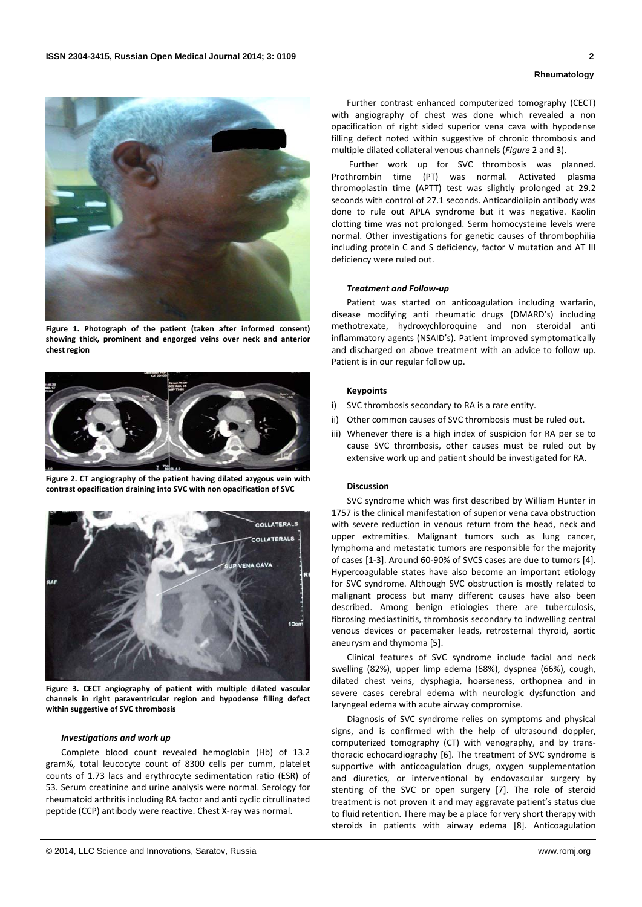**Figure 1. Photograph of the patient (taken after informed consent) showing thick, prominent and engorged veins over neck and anterior chest region**

**Figure 2. CT angiography of the patient having dilated azygous vein with contrast opacification draining into SVC with non opacification of SVC**

**Figure 3. CECT angiography of patient with multiple dilated vascular channels in right paraventricular region and hypodense filling defect within suggestive of SVC thrombosis**

#### *Investigations and work up*

Complete blood count revealed hemoglobin (Hb) of 13.2 gram%, total leucocyte count of 8300 cells per cumm, platelet counts of 1.73 lacs and erythrocyte sedimentation ratio (ESR) of 53. Serum creatinine and urine analysis were normal. Serology for rheumatoid arthritis including RA factor and anti cyclic citrullinated peptide (CCP) antibody were reactive. Chest X-ray was normal.

Further contrast enhanced computerized tomography (CECT) with angiography of chest was done which revealed a non opacification of right sided superior vena cava with hypodense filling defect noted within suggestive of chronic thrombosis and multiple dilated collateral venous channels (*Figure* 2 and 3).

Further work up for SVC thrombosis was planned. Prothrombin time (PT) was normal. Activated plasma thromoplastin time (APTT) test was slightly prolonged at 29.2 seconds with control of 27.1 seconds. Anticardiolipin antibody was done to rule out APLA syndrome but it was negative. Kaolin clotting time was not prolonged. Serm homocysteine levels were normal. Other investigations for genetic causes of thrombophilia including protein C and S deficiency, factor V mutation and AT III deficiency were ruled out.

#### *Treatment and Follow-up*

Patient was started on anticoagulation including warfarin, disease modifying anti rheumatic drugs (DMARD's) including methotrexate, hydroxychloroquine and non steroidal anti inflammatory agents (NSAID's). Patient improved symptomatically and discharged on above treatment with an advice to follow up. Patient is in our regular follow up.

### Keypoints

i) SVC thrombosis secondary to RA is a rare entity.
ii) Other common causes of SVC thrombosis must be ruled out.
iii) Whenever there is a high index of suspicion for RA per se to cause SVC thrombosis, other causes must be ruled out by extensive work up and patient should be investigated for RA.

### Discussion

SVC syndrome which was first described by William Hunter in 1757 is the clinical manifestation of superior vena cava obstruction with severe reduction in venous return from the head, neck and upper extremities. Malignant tumors such as lung cancer, lymphoma and metastatic tumors are responsible for the majority of cases [1-3]. Around 60-90% of SVCS cases are due to tumors [4]. Hypercoagulable states have also become an important etiology for SVC syndrome. Although SVC obstruction is mostly related to malignant process but many different causes have also been described. Among benign etiologies there are tuberculosis, fibrosing mediastinitis, thrombosis secondary to indwelling central venous devices or pacemaker leads, retrosternal thyroid, aortic aneurysm and thymoma [5].

Clinical features of SVC syndrome include facial and neck swelling (82%), upper limp edema (68%), dyspnea (66%), cough, dilated chest veins, dysphagia, hoarseness, orthopnea and in severe cases cerebral edema with neurologic dysfunction and laryngeal edema with acute airway compromise.

Diagnosis of SVC syndrome relies on symptoms and physical signs, and is confirmed with the help of ultrasound doppler, computerized tomography (CT) with venography, and by trans-thoracic echocardiography [6]. The treatment of SVC syndrome is supportive with anticoagulation drugs, oxygen supplementation and diuretics, or interventional by endovascular surgery by stenting of the SVC or open surgery [7]. The role of steroid treatment is not proven it and may aggravate patient's status due to fluid retention. There may be a place for very short therapy with steroids in patients with airway edema [8]. Anticoagulation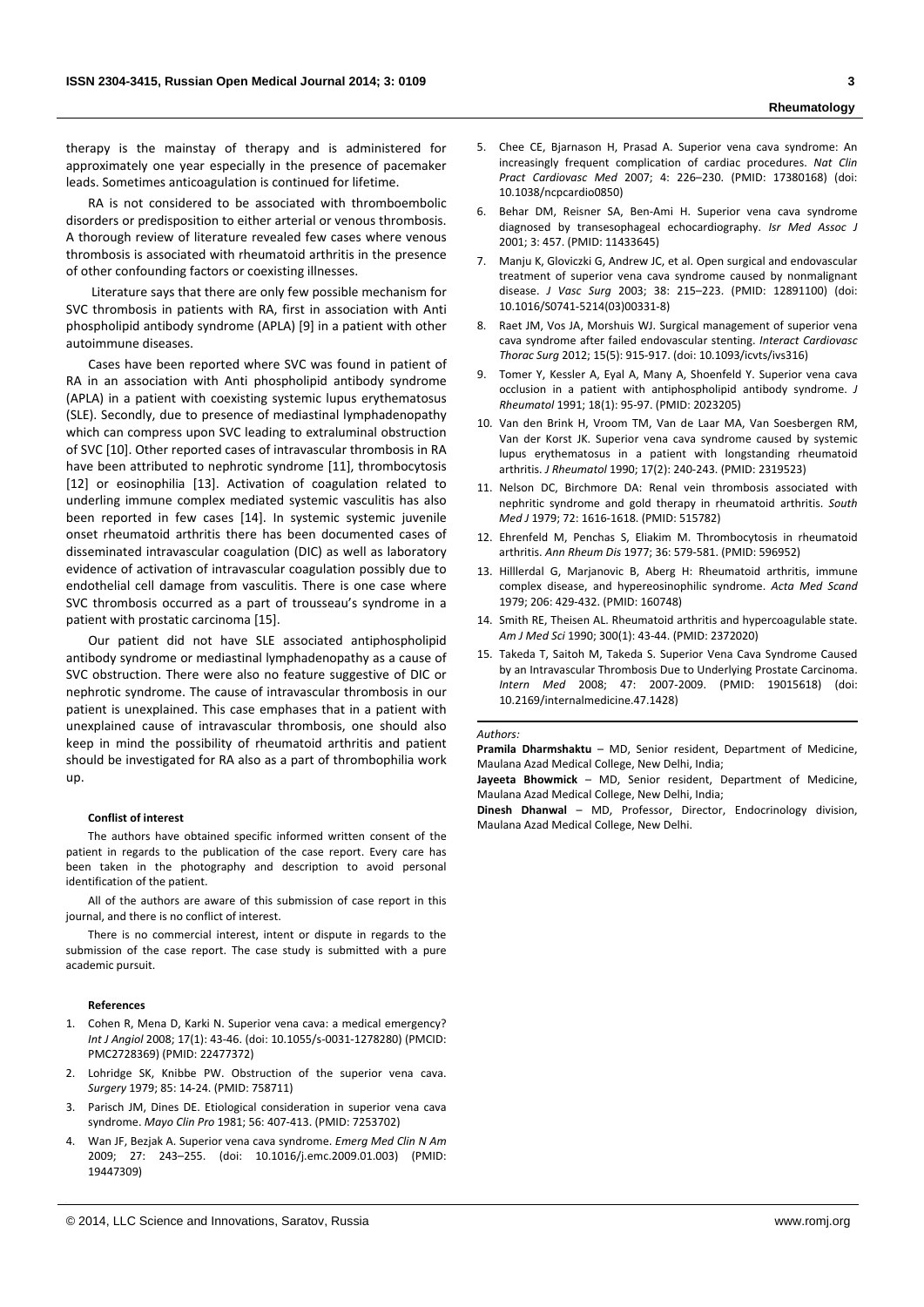therapy is the mainstay of therapy and is administered for approximately one year especially in the presence of pacemaker leads. Sometimes anticoagulation is continued for lifetime.

RA is not considered to be associated with thromboembolic disorders or predisposition to either arterial or venous thrombosis. A thorough review of literature revealed few cases where venous thrombosis is associated with rheumatoid arthritis in the presence of other confounding factors or coexisting illnesses.

Literature says that there are only few possible mechanism for SVC thrombosis in patients with RA, first in association with Anti phospholipid antibody syndrome (APLA) [9] in a patient with other autoimmune diseases.

Cases have been reported where SVC was found in patient of RA in an association with Anti phospholipid antibody syndrome (APLA) in a patient with coexisting systemic lupus erythematosus (SLE). Secondly, due to presence of mediastinal lymphadenopathy which can compress upon SVC leading to extraluminal obstruction of SVC [10]. Other reported cases of intravascular thrombosis in RA have been attributed to nephritic syndrome [11], thrombocytosis [12] or eosinophilia [13]. Activation of coagulation related to underling immune complex mediated systemic vasculitis has also been reported in few cases [14]. In systemic systemic juvenile onset rheumatoid arthritis there has been documented cases of disseminated intravascular coagulation (DIC) as well as laboratory evidence of activation of intravascular coagulation possibly due to endothelial cell damage from vasculitis. There is one case where SVC thrombosis occurred as a part of trousseau's syndrome in a patient with prostatic carcinoma [15].

Our patient did not have SLE associated antiphospholipid antibody syndrome or mediastinal lymphadenopathy as a cause of SVC obstruction. There were also no feature suggestive of DIC or nephrotic syndrome. The cause of intravascular thrombosis in our patient is unexplained. This case emphases that in a patient with unexplained cause of intravascular thrombosis, one should also keep in mind the possibility of rheumatoid arthritis and patient should be investigated for RA also as a part of thrombophilia work up.

#### Conflist of interest

The authors have obtained specific informed written consent of the patient in regards to the publication of the case report. Every care has been taken in the photography and description to avoid personal identification of the patient.

All of the authors are aware of this submission of case report in this journal, and there is no conflict of interest.

There is no commercial interest, intent or dispute in regards to the submission of the case report. The case study is submitted with a pure academic pursuit.

#### References

1. Cohen R, Mena D, Karki N. Superior vena cava: a medical emergency? *Int J Angiol* 2008; 17(1): 43-46. (doi: 10.1055/s-0031-1278280) (PMCID: PMC2728369) (PMID: 22477372)
2. Lohridge SK, Knibbe PW. Obstruction of the superior vena cava. *Surgery* 1979; 85: 14-24. (PMID: 758711)
3. Parisch JM, Dines DE. Etiological consideration in superior vena cava syndrome. *Mayo Clin Pro* 1981; 56: 407-413. (PMID: 7253702)
4. Wan JF, Bezjak A. Superior vena cava syndrome. *Emerg Med Clin N Am* 2009; 27: 243–255. (doi: 10.1016/j.emc.2009.01.003) (PMID: 19447309)
5. Chee CE, Bjarnason H, Prasad A. Superior vena cava syndrome: An increasingly frequent complication of cardiac procedures. *Nat Clin Pract Cardiovasc Med* 2007; 4: 226–230. (PMID: 17380168) (doi: 10.1038/ncpcardio0850)
6. Behar DM, Reisner SA, Ben-Ami H. Superior vena cava syndrome diagnosed by transesophageal echocardiography. *Isr Med Assoc J* 2001; 3: 457. (PMID: 11433645)
7. Manju K, Gloviczki G, Andrew JC, et al. Open surgical and endovascular treatment of superior vena cava syndrome caused by nonmalignant disease. *J Vasc Surg* 2003; 38: 215–223. (PMID: 12891100) (doi: 10.1016/S0741-5214(03)00331-8)
8. Raet JM, Vos JA, Morshuis WJ. Surgical management of superior vena cava syndrome after failed endovascular stenting. *Interact Cardiovasc Thorac Surg* 2012; 15(5): 915-917. (doi: 10.1093/icvts/ivs316)
9. Tomer Y, Kessler A, Eyal A, Many A, Shoenfeld Y. Superior vena cava occlusion in a patient with antiphospholipid antibody syndrome. *J Rheumatol* 1991; 18(1): 95-97. (PMID: 2023205)
10. Van den Brink H, Vroom TM, Van de Laar MA, Van Soesbergen RM, Van der Korst JK. Superior vena cava syndrome caused by systemic lupus erythematosus in a patient with longstanding rheumatoid arthritis. *J Rheumatol* 1990; 17(2): 240-243. (PMID: 2319523)
11. Nelson DC, Birchmore DA: Renal vein thrombosis associated with nephritic syndrome and gold therapy in rheumatoid arthritis. *South Med J* 1979; 72: 1616-1618. (PMID: 515782)
12. Ehrenfeld M, Penchas S, Eliakim M. Thrombocytosis in rheumatoid arthritis. *Ann Rheum Dis* 1977; 36: 579-581. (PMID: 596952)
13. Hilllerdal G, Marjanovic B, Aberg H: Rheumatoid arthritis, immune complex disease, and hypereosinophilic syndrome. *Acta Med Scand* 1979; 206: 429-432. (PMID: 160748)
14. Smith RE, Theisen AL. Rheumatoid arthritis and hypercoagulable state. *Am J Med Sci* 1990; 300(1): 43-44. (PMID: 2372020)
15. Takeda T, Saitoh M, Takeda S. Superior Vena Cava Syndrome Caused by an Intravascular Thrombosis Due to Underlying Prostate Carcinoma. *Intern Med* 2008; 47: 2007-2009. (PMID: 19015618) (doi: 10.2169/internalmedicine.47.1428)

*Authors:*

**Pramila Dharmshaktu** – MD, Senior resident, Department of Medicine, Maulana Azad Medical College, New Delhi, India;

**Jayeeta Bhowmick** – MD, Senior resident, Department of Medicine, Maulana Azad Medical College, New Delhi, India;

**Dinesh Dhanwal** – MD, Professor, Director, Endocrinology division, Maulana Azad Medical College, New Delhi.